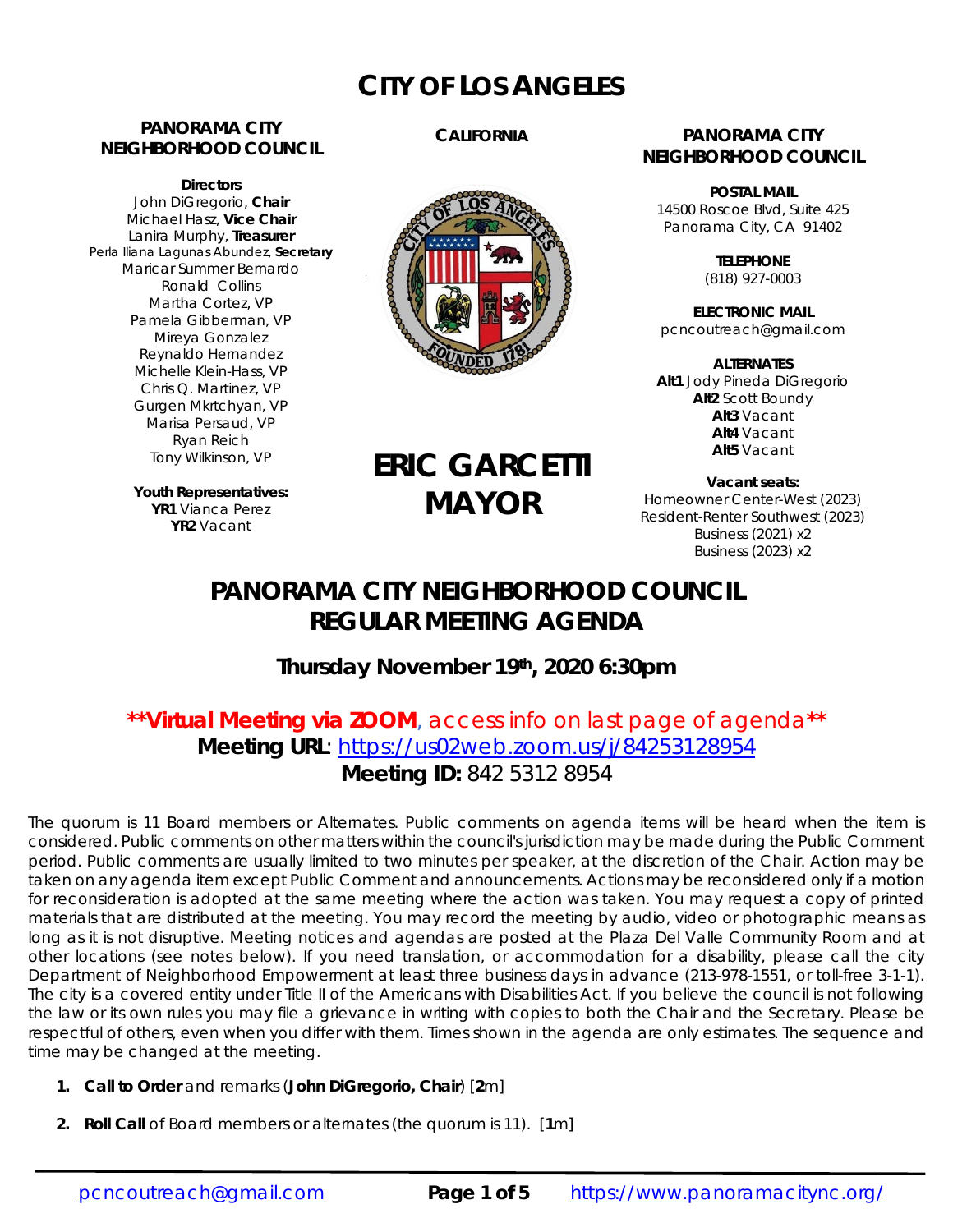# CITY OF LOS ANGELES

**PANORAMA CITY NEIGHBORHOOD COUNCIL**

**Directors**
John DiGregorio, **Chair**
Michael Hasz, **Vice Chair**
Lanira Murphy, **Treasurer**
Perla Iliana Lagunas Abundez, **Secretary**
Maricar Summer Bernardo
Ronald Collins
Martha Cortez, VP
Pamela Gibberman, VP
Mireya Gonzalez
Reynaldo Hernandez
Michelle Klein-Hass, VP
Chris Q. Martinez, VP
Gurgen Mkrtchyan, VP
Marisa Persaud, VP
Ryan Reich
Tony Wilkinson, VP

**Youth Representatives:**
**YR1** Vianca Perez
**YR2** Vacant

**CALIFORNIA**

**ERIC GARCETTI**
**MAYOR**

**PANORAMA CITY NEIGHBORHOOD COUNCIL**

**POSTAL MAIL**
14500 Roscoe Blvd, Suite 425
Panorama City, CA 91402

**TELEPHONE**
(818) 927-0003

**ELECTRONIC MAIL**
pcncoutreach@gmail.com

**ALTERNATES**
**Alt1** Jody Pineda DiGregorio
**Alt2** Scott Boundy
**Alt3** Vacant
**Alt4** Vacant
**Alt5** Vacant

**Vacant seats:**
Homeowner Center-West (2023)
Resident-Renter Southwest (2023)
Business (2021) x2
Business (2023) x2

# PANORAMA CITY NEIGHBORHOOD COUNCIL REGULAR MEETING AGENDA

## Thursday November 19th, 2020 6:30pm

**\*\*Virtual Meeting via ZOOM**, access info on last page of agenda**\*\***
**Meeting URL**: https://us02web.zoom.us/j/84253128954
**Meeting ID:** 842 5312 8954

The quorum is 11 Board members or Alternates. Public comments on agenda items will be heard when the item is considered. Public comments on other matters within the council's jurisdiction may be made during the Public Comment period. Public comments are usually limited to two minutes per speaker, at the discretion of the Chair. Action may be taken on any agenda item except Public Comment and announcements. Actions may be reconsidered only if a motion for reconsideration is adopted at the same meeting where the action was taken. You may request a copy of printed materials that are distributed at the meeting. You may record the meeting by audio, video or photographic means as long as it is not disruptive. Meeting notices and agendas are posted at the Plaza Del Valle Community Room and at other locations (see notes below). If you need translation, or accommodation for a disability, please call the city Department of Neighborhood Empowerment at least three business days in advance (213-978-1551, or toll-free 3-1-1). The city is a covered entity under Title II of the Americans with Disabilities Act. If you believe the council is not following the law or its own rules you may file a grievance in writing with copies to both the Chair and the Secretary. Please be respectful of others, even when you differ with them. Times shown in the agenda are only estimates. The sequence and time may be changed at the meeting.

1. **Call to Order** and remarks (**John DiGregorio, Chair**) [**2**m]
2. **Roll Call** of Board members or alternates (the quorum is 11). [**1**m]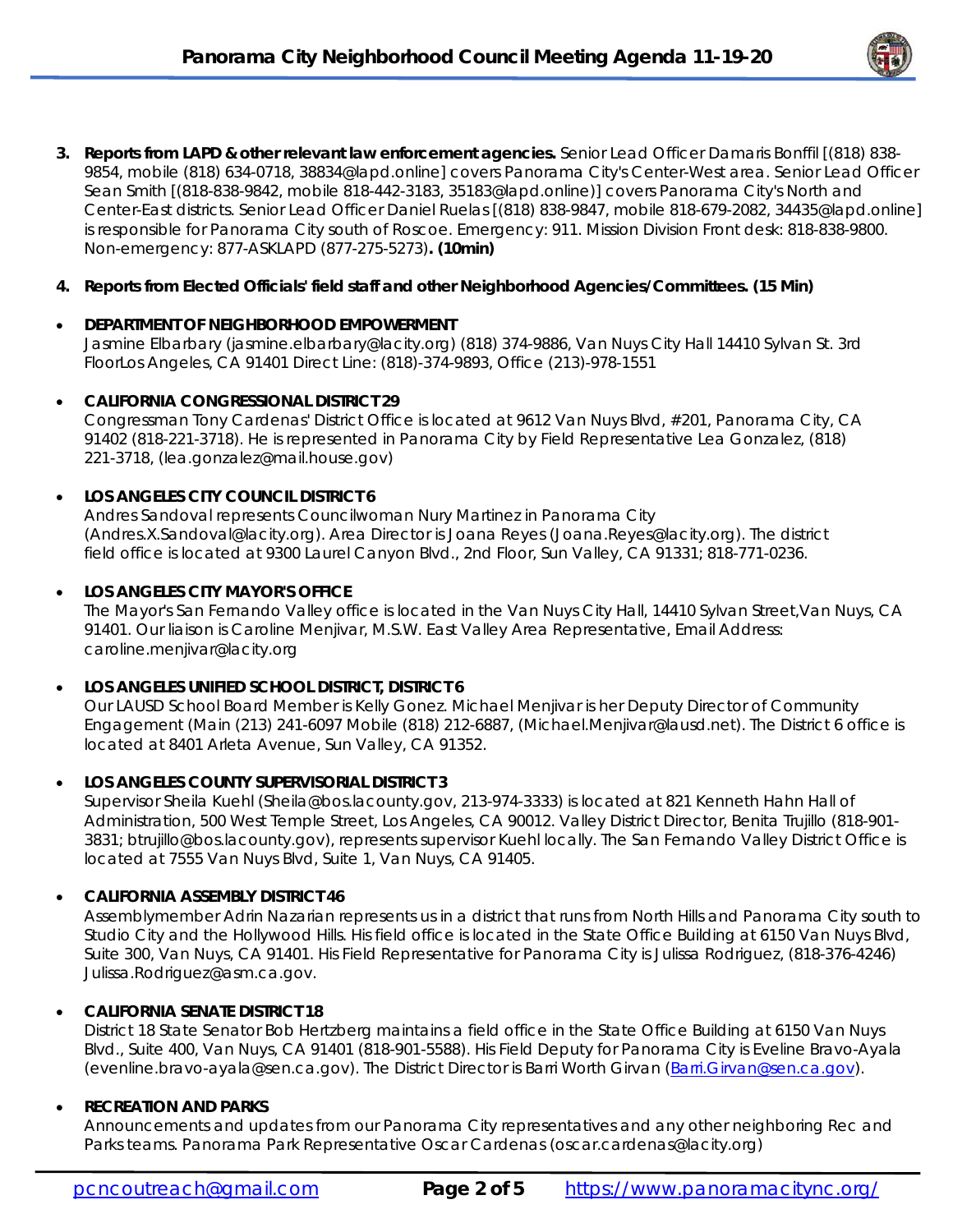3. **Reports from LAPD & other relevant law enforcement agencies.** Senior Lead Officer Damaris Bonffil [(818) 838-9854, mobile (818) 634-0718, 38834@lapd.online] covers Panorama City's Center-West area. Senior Lead Officer Sean Smith [(818-838-9842, mobile 818-442-3183, 35183@lapd.online)] covers Panorama City's North and Center-East districts. Senior Lead Officer Daniel Ruelas [(818) 838-9847, mobile 818-679-2082, 34435@lapd.online] is responsible for Panorama City south of Roscoe. Emergency: 911. Mission Division Front desk: 818-838-9800. Non-emergency: 877-ASKLAPD (877-275-5273)**. (10min)**

4. **Reports from Elected Officials' field staff and other Neighborhood Agencies/Committees. (15 Min)**

- **DEPARTMENT OF NEIGHBORHOOD EMPOWERMENT**
  Jasmine Elbarbary (jasmine.elbarbary@lacity.org) (818) 374-9886, Van Nuys City Hall 14410 Sylvan St. 3rd FloorLos Angeles, CA 91401 Direct Line: (818)-374-9893, Office (213)-978-1551

- **CALIFORNIA CONGRESSIONAL DISTRICT 29**
  Congressman Tony Cardenas' District Office is located at 9612 Van Nuys Blvd, #201, Panorama City, CA 91402 (818-221-3718). He is represented in Panorama City by Field Representative Lea Gonzalez, (818) 221-3718, (lea.gonzalez@mail.house.gov)

- **LOS ANGELES CITY COUNCIL DISTRICT 6**
  Andres Sandoval represents Councilwoman Nury Martinez in Panorama City (Andres.X.Sandoval@lacity.org). Area Director is Joana Reyes (Joana.Reyes@lacity.org). The district field office is located at 9300 Laurel Canyon Blvd., 2nd Floor, Sun Valley, CA 91331; 818-771-0236.

- **LOS ANGELES CITY MAYOR'S OFFICE**
  The Mayor's San Fernando Valley office is located in the Van Nuys City Hall, 14410 Sylvan Street,Van Nuys, CA 91401. Our liaison is Caroline Menjivar, M.S.W. East Valley Area Representative, Email Address: caroline.menjivar@lacity.org

- **LOS ANGELES UNIFIED SCHOOL DISTRICT, DISTRICT 6**
  Our LAUSD School Board Member is Kelly Gonez. Michael Menjivar is her Deputy Director of Community Engagement (Main (213) 241-6097 Mobile (818) 212-6887, (Michael.Menjivar@lausd.net). The District 6 office is located at 8401 Arleta Avenue, Sun Valley, CA 91352.

- **LOS ANGELES COUNTY SUPERVISORIAL DISTRICT 3**
  Supervisor Sheila Kuehl (Sheila@bos.lacounty.gov, 213-974-3333) is located at 821 Kenneth Hahn Hall of Administration, 500 West Temple Street, Los Angeles, CA 90012. Valley District Director, Benita Trujillo (818-901-3831; btrujillo@bos.lacounty.gov), represents supervisor Kuehl locally. The San Fernando Valley District Office is located at 7555 Van Nuys Blvd, Suite 1, Van Nuys, CA 91405.

- **CALIFORNIA ASSEMBLY DISTRICT 46**
  Assemblymember Adrin Nazarian represents us in a district that runs from North Hills and Panorama City south to Studio City and the Hollywood Hills. His field office is located in the State Office Building at 6150 Van Nuys Blvd, Suite 300, Van Nuys, CA 91401. His Field Representative for Panorama City is Julissa Rodriguez, (818-376-4246) Julissa.Rodriguez@asm.ca.gov.

- **CALIFORNIA SENATE DISTRICT 18**
  District 18 State Senator Bob Hertzberg maintains a field office in the State Office Building at 6150 Van Nuys Blvd., Suite 400, Van Nuys, CA 91401 (818-901-5588). His Field Deputy for Panorama City is Eveline Bravo-Ayala (evenline.bravo-ayala@sen.ca.gov). The District Director is Barri Worth Girvan (Barri.Girvan@sen.ca.gov).

- **RECREATION AND PARKS**
  Announcements and updates from our Panorama City representatives and any other neighboring Rec and Parks teams. Panorama Park Representative Oscar Cardenas (oscar.cardenas@lacity.org)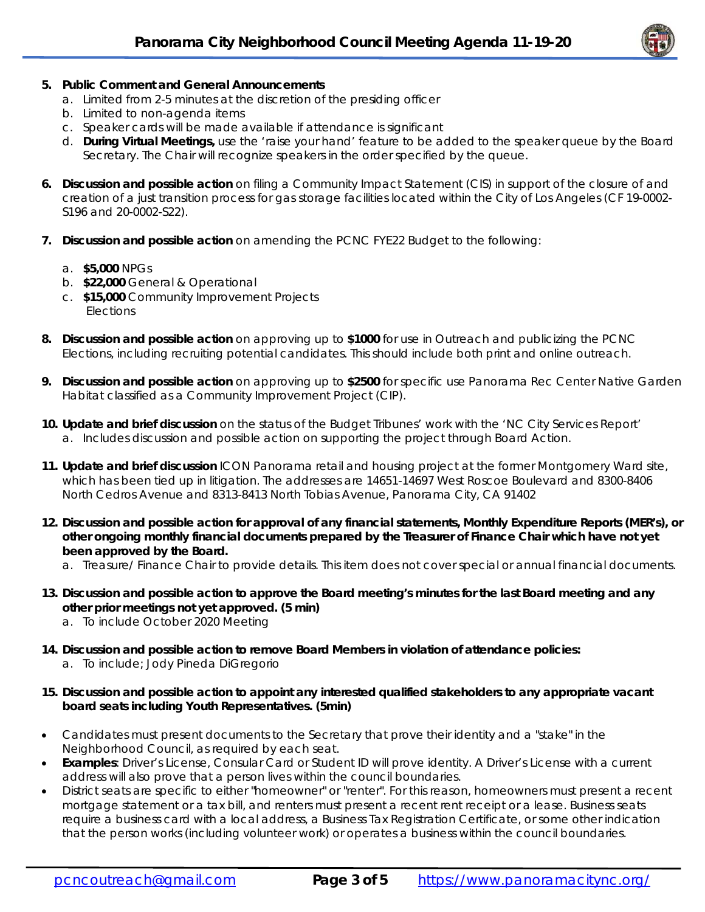5. **Public Comment and General Announcements**
    a. Limited from 2-5 minutes at the discretion of the presiding officer
    b. Limited to non-agenda items
    c. Speaker cards will be made available if attendance is significant
    d. **During Virtual Meetings,** use the 'raise your hand' feature to be added to the speaker queue by the Board Secretary. The Chair will recognize speakers in the order specified by the queue.

6. **Discussion and possible action** on filing a Community Impact Statement (CIS) in support of the closure of and creation of a just transition process for gas storage facilities located within the City of Los Angeles (CF 19-0002-S196 and 20-0002-S22).

7. **Discussion and possible action** on amending the PCNC FYE22 Budget to the following:

    a. **$5,000** NPGs
    b. **$22,000** General & Operational
    c. **$15,000** Community Improvement Projects
       Elections

8. **Discussion and possible action** on approving up to **$1000** for use in Outreach and publicizing the PCNC Elections, including recruiting potential candidates. This should include both print and online outreach.

9. **Discussion and possible action** on approving up to **$2500** for specific use Panorama Rec Center Native Garden Habitat classified as a Community Improvement Project (CIP).

10. **Update and brief discussion** on the status of the Budget Tribunes' work with the 'NC City Services Report'
    a. Includes discussion and possible action on supporting the project through Board Action.

11. **Update and brief discussion** ICON Panorama retail and housing project at the former Montgomery Ward site, which has been tied up in litigation. The addresses are 14651-14697 West Roscoe Boulevard and 8300-8406 North Cedros Avenue and 8313-8413 North Tobias Avenue, Panorama City, CA 91402

12. **Discussion and possible action for approval of any financial statements, Monthly Expenditure Reports (MER's), or other ongoing monthly financial documents prepared by the Treasurer of Finance Chair which have not yet been approved by the Board.**
    a. Treasure/ Finance Chair to provide details. This item does not cover special or annual financial documents.

13. **Discussion and possible action to approve the Board meeting's minutes for the last Board meeting and any other prior meetings not yet approved. (5 min)**
    a. To include October 2020 Meeting

14. **Discussion and possible action to remove Board Members in violation of attendance policies:**
    a. To include; Jody Pineda DiGregorio

15. **Discussion and possible action to appoint any interested qualified stakeholders to any appropriate vacant board seats including Youth Representatives. (5min)**

- Candidates must present documents to the Secretary that prove their identity and a "stake" in the Neighborhood Council, as required by each seat.
- **Examples**: Driver's License, Consular Card or Student ID will prove identity. A Driver's License with a current address will also prove that a person lives within the council boundaries.
- District seats are specific to either "homeowner" or "renter". For this reason, homeowners must present a recent mortgage statement or a tax bill, and renters must present a recent rent receipt or a lease. Business seats require a business card with a local address, a Business Tax Registration Certificate, or some other indication that the person works (including volunteer work) or operates a business within the council boundaries.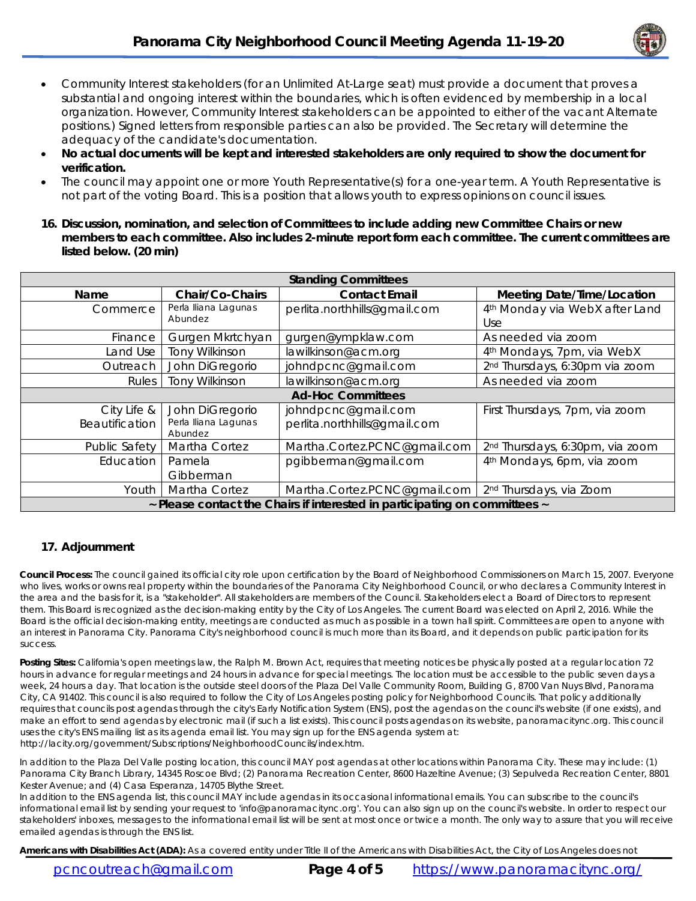- Community Interest stakeholders (for an Unlimited At-Large seat) must provide a document that proves a substantial and ongoing interest within the boundaries, which is often evidenced by membership in a local organization. However, Community Interest stakeholders can be appointed to either of the vacant Alternate positions.) Signed letters from responsible parties can also be provided. The Secretary will determine the adequacy of the candidate's documentation.
- **No actual documents will be kept and interested stakeholders are only required to show the document for verification.**
- The council may appoint one or more Youth Representative(s) for a one-year term. A Youth Representative is not part of the voting Board. This is a position that allows youth to express opinions on council issues.

**16. Discussion, nomination, and selection of Committees to include adding new Committee Chairs or new members to each committee. Also includes 2-minute report form each committee. The current committees are listed below. (20 min)**

| Standing Committees | | | |
|---|---|---|---|
| **Name** | **Chair/Co-Chairs** | **Contact Email** | **Meeting Date/Time/Location** |
| Commerce | Perla Iliana Lagunas Abundez | perlita.northhills@gmail.com | 4th Monday via WebX after Land Use |
| Finance | Gurgen Mkrtchyan | gurgen@ympklaw.com | As needed via zoom |
| Land Use | Tony Wilkinson | lawilkinson@acm.org | 4th Mondays, 7pm, via WebX |
| Outreach | John DiGregorio | johndpcnc@gmail.com | 2nd Thursdays, 6:30pm via zoom |
| Rules | Tony Wilkinson | lawilkinson@acm.org | As needed via zoom |
| **Ad-Hoc Committees** | | | |
| City Life & Beautification | John DiGregorio<br>Perla Iliana Lagunas Abundez | johndpcnc@gmail.com<br>perlita.northhills@gmail.com | First Thursdays, 7pm, via zoom |
| Public Safety | Martha Cortez | Martha.Cortez.PCNC@gmail.com | 2nd Thursdays, 6:30pm, via zoom |
| Education | Pamela Gibberman | pgibberman@gmail.com | 4th Mondays, 6pm, via zoom |
| Youth | Martha Cortez | Martha.Cortez.PCNC@gmail.com | 2nd Thursdays, via Zoom |
| **~ Please contact the Chairs if interested in participating on committees ~** | | | |

**17. Adjournment**

**Council Process:** The council gained its official city role upon certification by the Board of Neighborhood Commissioners on March 15, 2007. Everyone who lives, works or owns real property within the boundaries of the Panorama City Neighborhood Council, or who declares a Community Interest in the area and the basis for it, is a "stakeholder". All stakeholders are members of the Council. Stakeholders elect a Board of Directors to represent them. This Board is recognized as the decision-making entity by the City of Los Angeles. The current Board was elected on April 2, 2016. While the Board is the official decision-making entity, meetings are conducted as much as possible in a town hall spirit. Committees are open to anyone with an interest in Panorama City. Panorama City's neighborhood council is much more than its Board, and it depends on public participation for its success.

**Posting Sites:** California's open meetings law, the Ralph M. Brown Act, requires that meeting notices be physically posted at a regular location 72 hours in advance for regular meetings and 24 hours in advance for special meetings. The location must be accessible to the public seven days a week, 24 hours a day. That location is the outside steel doors of the Plaza Del Valle Community Room, Building G, 8700 Van Nuys Blvd, Panorama City, CA 91402. This council is also required to follow the City of Los Angeles posting policy for Neighborhood Councils. That policy additionally requires that councils post agendas through the city's Early Notification System (ENS), post the agendas on the council's website (if one exists), and make an effort to send agendas by electronic mail (if such a list exists). This council posts agendas on its website, panoramacitync.org. This council uses the city's ENS mailing list as its agenda email list. You may sign up for the ENS agenda system at: http://lacity.org/government/Subscriptions/NeighborhoodCouncils/index.htm.

In addition to the Plaza Del Valle posting location, this council MAY post agendas at other locations within Panorama City. These may include: (1) Panorama City Branch Library, 14345 Roscoe Blvd; (2) Panorama Recreation Center, 8600 Hazeltine Avenue; (3) Sepulveda Recreation Center, 8801 Kester Avenue; and (4) Casa Esperanza, 14705 Blythe Street.
In addition to the ENS agenda list, this council MAY include agendas in its occasional informational emails. You can subscribe to the council's informational email list by sending your request to 'info@panoramacitync.org'. You can also sign up on the council's website. In order to respect our stakeholders' inboxes, messages to the informational email list will be sent at most once or twice a month. The only way to assure that you will receive emailed agendas is through the ENS list.

**Americans with Disabilities Act (ADA):** As a covered entity under Title II of the Americans with Disabilities Act, the City of Los Angeles does not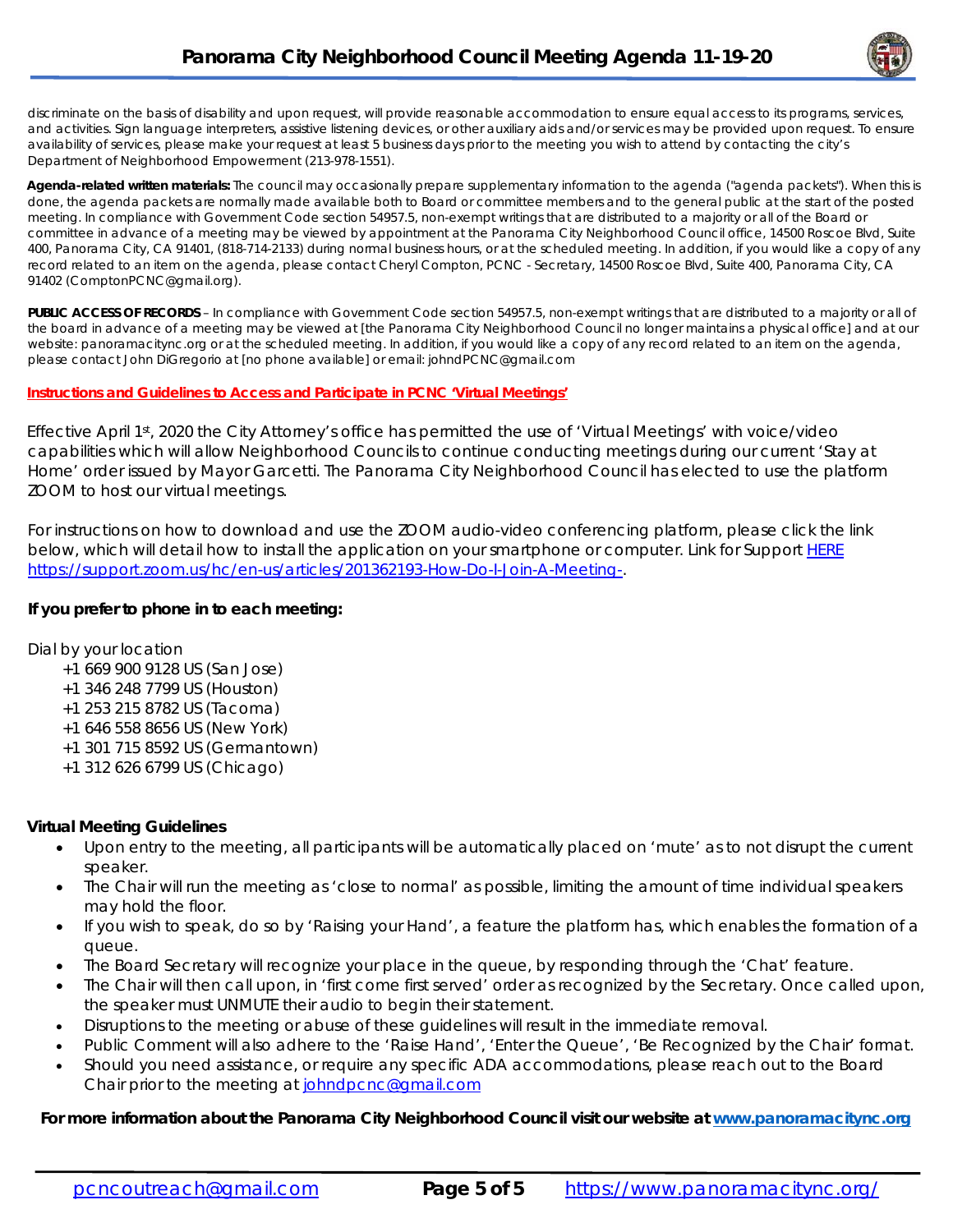discriminate on the basis of disability and upon request, will provide reasonable accommodation to ensure equal access to its programs, services, and activities. Sign language interpreters, assistive listening devices, or other auxiliary aids and/or services may be provided upon request. To ensure availability of services, please make your request at least 5 business days prior to the meeting you wish to attend by contacting the city's Department of Neighborhood Empowerment (213-978-1551).

**Agenda-related written materials:** The council may occasionally prepare supplementary information to the agenda ("agenda packets"). When this is done, the agenda packets are normally made available both to Board or committee members and to the general public at the start of the posted meeting. In compliance with Government Code section 54957.5, non-exempt writings that are distributed to a majority or all of the Board or committee in advance of a meeting may be viewed by appointment at the Panorama City Neighborhood Council office, 14500 Roscoe Blvd, Suite 400, Panorama City, CA 91401, (818-714-2133) during normal business hours, or at the scheduled meeting. In addition, if you would like a copy of any record related to an item on the agenda, please contact Cheryl Compton, PCNC - Secretary, 14500 Roscoe Blvd, Suite 400, Panorama City, CA 91402 (ComptonPCNC@gmail.org).

**PUBLIC ACCESS OF RECORDS** – In compliance with Government Code section 54957.5, non-exempt writings that are distributed to a majority or all of the board in advance of a meeting may be viewed at [the Panorama City Neighborhood Council no longer maintains a physical office] and at our website: panoramacitync.org or at the scheduled meeting. In addition, if you would like a copy of any record related to an item on the agenda, please contact John DiGregorio at [no phone available] or email: johndPCNC@gmail.com

**Instructions and Guidelines to Access and Participate in PCNC 'Virtual Meetings'**

Effective April 1st, 2020 the City Attorney's office has permitted the use of 'Virtual Meetings' with voice/video capabilities which will allow Neighborhood Councils to continue conducting meetings during our current 'Stay at Home' order issued by Mayor Garcetti. The Panorama City Neighborhood Council has elected to use the platform ZOOM to host our virtual meetings.

For instructions on how to download and use the ZOOM audio-video conferencing platform, please click the link below, which will detail how to install the application on your smartphone or computer. Link for Support HERE https://support.zoom.us/hc/en-us/articles/201362193-How-Do-I-Join-A-Meeting-.

**If you prefer to phone in to each meeting:**

Dial by your location

+1 669 900 9128 US (San Jose)
+1 346 248 7799 US (Houston)
+1 253 215 8782 US (Tacoma)
+1 646 558 8656 US (New York)
+1 301 715 8592 US (Germantown)
+1 312 626 6799 US (Chicago)

**Virtual Meeting Guidelines**

- Upon entry to the meeting, all participants will be automatically placed on 'mute' as to not disrupt the current speaker.
- The Chair will run the meeting as 'close to normal' as possible, limiting the amount of time individual speakers may hold the floor.
- If you wish to speak, do so by 'Raising your Hand', a feature the platform has, which enables the formation of a queue.
- The Board Secretary will recognize your place in the queue, by responding through the 'Chat' feature.
- The Chair will then call upon, in 'first come first served' order as recognized by the Secretary. Once called upon, the speaker must UNMUTE their audio to begin their statement.
- Disruptions to the meeting or abuse of these guidelines will result in the immediate removal.
- Public Comment will also adhere to the 'Raise Hand', 'Enter the Queue', 'Be Recognized by the Chair' format.
- Should you need assistance, or require any specific ADA accommodations, please reach out to the Board Chair prior to the meeting at johndpcnc@gmail.com

**For more information about the Panorama City Neighborhood Council visit our website at www.panoramacitync.org**